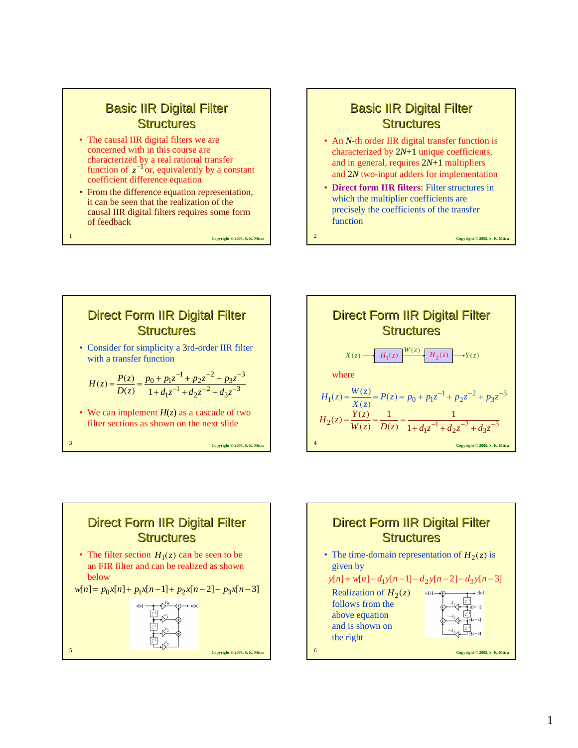## Basic IIR Digital Filter Structures

- The causal IIR digital filters we are concerned with in this course are characterized by a real rational transfer function of $z^{-1}$ or, equivalently by a constant coefficient difference equation
- From the difference equation representation, it can be seen that the realization of the causal IIR digital filters requires some form of feedback

## Basic IIR Digital Filter Structures

- An $N$-th order IIR digital transfer function is characterized by $2N+1$ unique coefficients, and in general, requires $2N+1$ multipliers and $2N$ two-input adders for implementation
- **Direct form IIR filters**: Filter structures in which the multiplier coefficients are precisely the coefficients of the transfer function

## Direct Form IIR Digital Filter Structures

- Consider for simplicity a 3rd-order IIR filter with a transfer function

$$H(z) = \frac{P(z)}{D(z)} = \frac{p_0 + p_1 z^{-1} + p_2 z^{-2} + p_3 z^{-3}}{1 + d_1 z^{-1} + d_2 z^{-2} + d_3 z^{-3}}$$

- We can implement $H(z)$ as a cascade of two filter sections as shown on the next slide

## Direct Form IIR Digital Filter Structures

$X(z) \rightarrow H_1(z) \xrightarrow{W(z)} H_2(z) \rightarrow Y(z)$

where

$$H_1(z) = \frac{W(z)}{X(z)} = P(z) = p_0 + p_1 z^{-1} + p_2 z^{-2} + p_3 z^{-3}$$

$$H_2(z) = \frac{Y(z)}{W(z)} = \frac{1}{D(z)} = \frac{1}{1 + d_1 z^{-1} + d_2 z^{-2} + d_3 z^{-3}}$$

## Direct Form IIR Digital Filter Structures

- The filter section $H_1(z)$ can be seen to be an FIR filter and can be realized as shown below

$$w[n] = p_0 x[n] + p_1 x[n-1] + p_2 x[n-2] + p_3 x[n-3]$$

## Direct Form IIR Digital Filter Structures

- The time-domain representation of $H_2(z)$ is given by

$$y[n] = w[n] - d_1 y[n-1] - d_2 y[n-2] - d_3 y[n-3]$$

Realization of $H_2(z)$ follows from the above equation and is shown on the right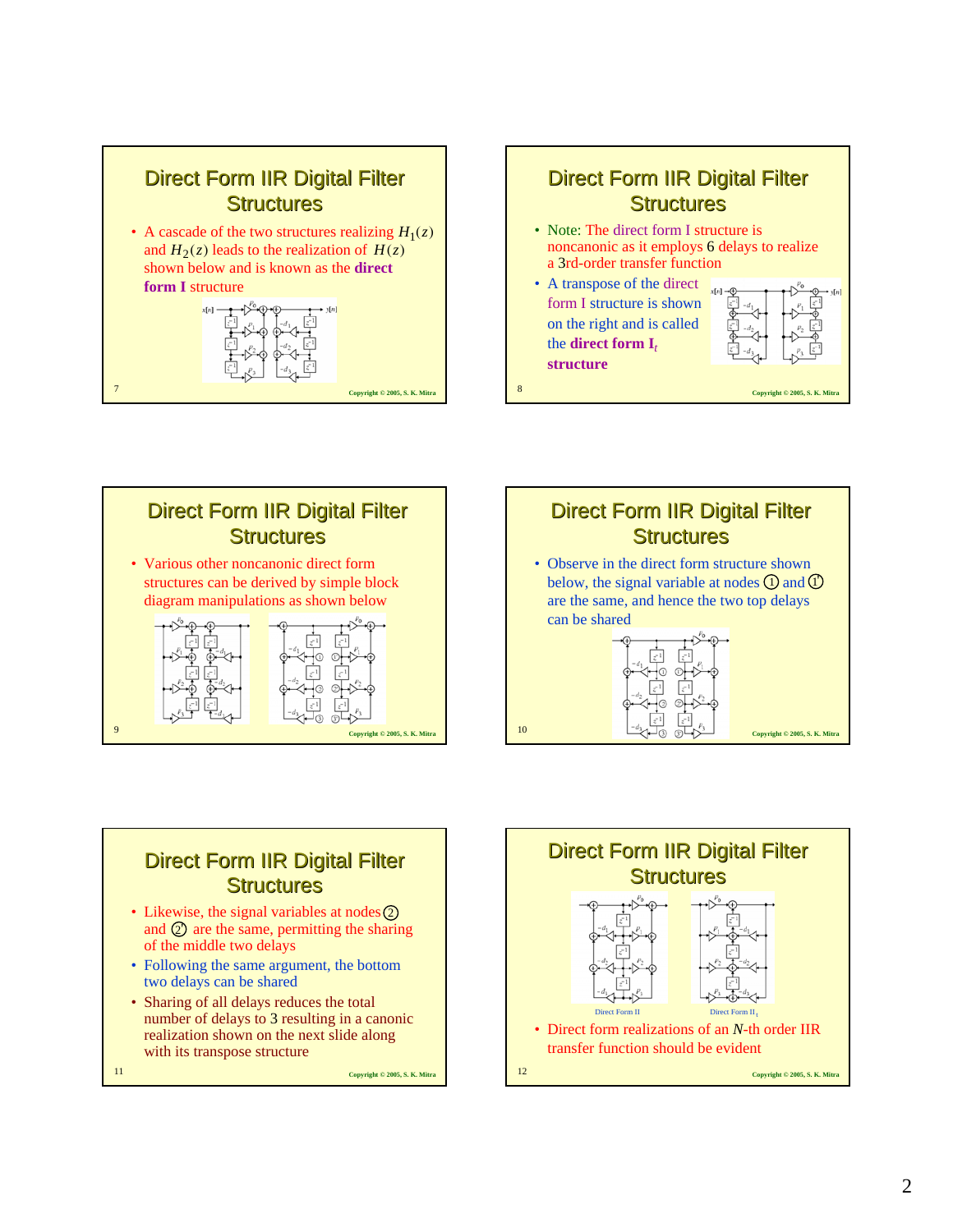## Direct Form IIR Digital Filter Structures

- A cascade of the two structures realizing $H_1(z)$ and $H_2(z)$ leads to the realization of $H(z)$ shown below and is known as the **direct form I** structure

## Direct Form IIR Digital Filter Structures

- Note: The direct form I structure is noncanonic as it employs 6 delays to realize a 3rd-order transfer function
- A transpose of the direct form I structure is shown on the right and is called the **direct form I$_t$ structure**

## Direct Form IIR Digital Filter Structures

- Various other noncanonic direct form structures can be derived by simple block diagram manipulations as shown below

## Direct Form IIR Digital Filter Structures

- Observe in the direct form structure shown below, the signal variable at nodes ① and ①' are the same, and hence the two top delays can be shared

## Direct Form IIR Digital Filter Structures

- Likewise, the signal variables at nodes ② and ②' are the same, permitting the sharing of the middle two delays
- Following the same argument, the bottom two delays can be shared
- Sharing of all delays reduces the total number of delays to 3 resulting in a canonic realization shown on the next slide along with its transpose structure

## Direct Form IIR Digital Filter Structures

Direct Form II

Direct Form II$_t$

- Direct form realizations of an $N$-th order IIR transfer function should be evident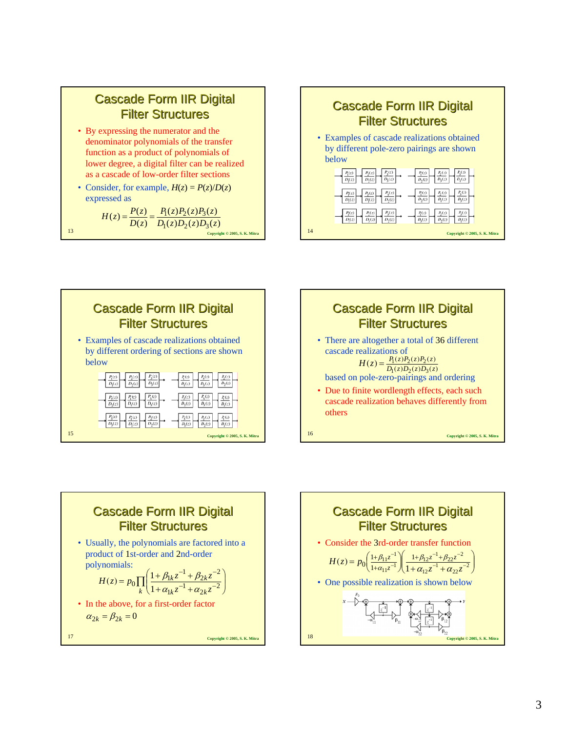## Cascade Form IIR Digital Filter Structures

- By expressing the numerator and the denominator polynomials of the transfer function as a product of polynomials of lower degree, a digital filter can be realized as a cascade of low-order filter sections
- Consider, for example, $H(z) = P(z)/D(z)$ expressed as

$$H(z) = \frac{P(z)}{D(z)} = \frac{P_1(z)P_2(z)P_3(z)}{D_1(z)D_2(z)D_3(z)}$$

## Cascade Form IIR Digital Filter Structures

- Examples of cascade realizations obtained by different pole-zero pairings are shown below

## Cascade Form IIR Digital Filter Structures

- Examples of cascade realizations obtained by different ordering of sections are shown below

## Cascade Form IIR Digital Filter Structures

- There are altogether a total of 36 different cascade realizations of

$$H(z) = \frac{P_1(z)P_2(z)P_2(z)}{D_1(z)D_2(z)D_3(z)}$$

based on pole-zero-pairings and ordering

- Due to finite wordlength effects, each such cascade realization behaves differently from others

## Cascade Form IIR Digital Filter Structures

- Usually, the polynomials are factored into a product of 1st-order and 2nd-order polynomials:

$$H(z) = p_0 \prod_k \left( \frac{1 + \beta_{1k} z^{-1} + \beta_{2k} z^{-2}}{1 + \alpha_{1k} z^{-1} + \alpha_{2k} z^{-2}} \right)$$

- In the above, for a first-order factor

$$\alpha_{2k} = \beta_{2k} = 0$$

## Cascade Form IIR Digital Filter Structures

- Consider the 3rd-order transfer function

$$H(z) = p_0 \left( \frac{1 + \beta_{11} z^{-1}}{1 + \alpha_{11} z^{-1}} \right) \left( \frac{1 + \beta_{12} z^{-1} + \beta_{22} z^{-2}}{1 + \alpha_{12} z^{-1} + \alpha_{22} z^{-2}} \right)$$

- One possible realization is shown below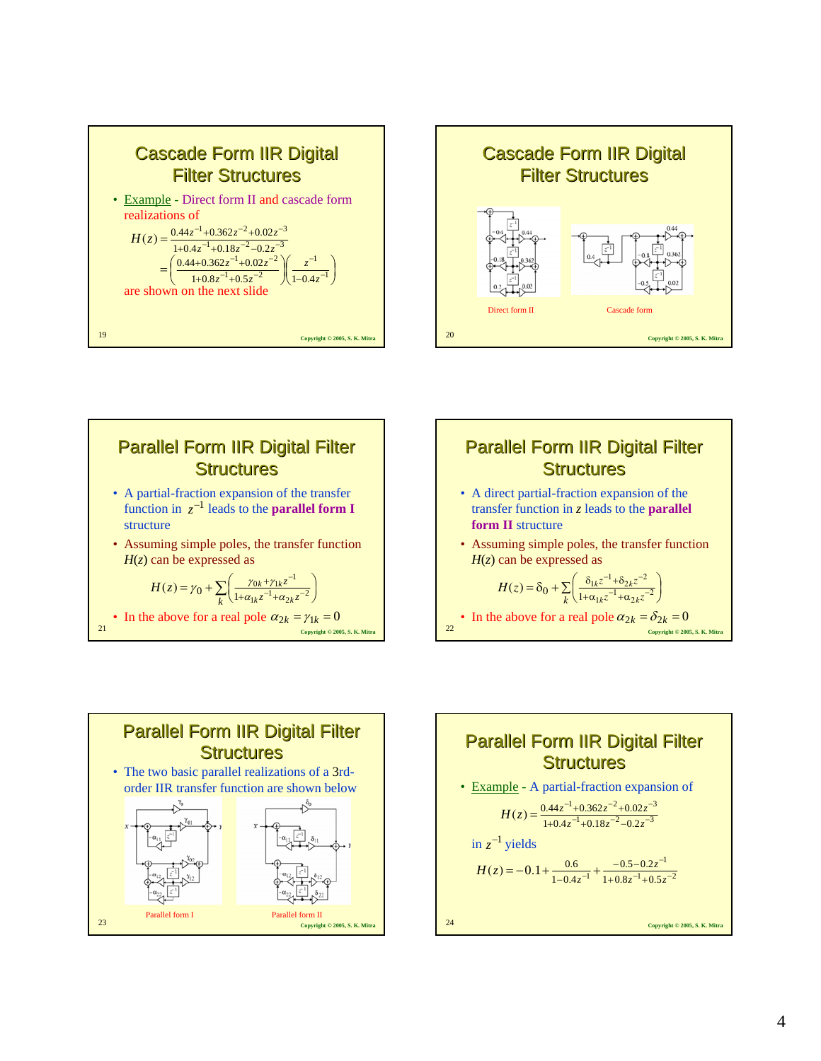## Cascade Form IIR Digital Filter Structures

- Example - Direct form II and cascade form realizations of

$$H(z) = \frac{0.44z^{-1} + 0.362z^{-2} + 0.02z^{-3}}{1 + 0.4z^{-1} + 0.18z^{-2} - 0.2z^{-3}}$$

$$= \left(\frac{0.44 + 0.362z^{-1} + 0.02z^{-2}}{1 + 0.8z^{-1} + 0.5z^{-2}}\right)\left(\frac{z^{-1}}{1 - 0.4z^{-1}}\right)$$

are shown on the next slide

## Cascade Form IIR Digital Filter Structures

Direct form II

Cascade form

## Parallel Form IIR Digital Filter Structures

- A partial-fraction expansion of the transfer function in $z^{-1}$ leads to the **parallel form I** structure
- Assuming simple poles, the transfer function $H(z)$ can be expressed as

$$H(z) = \gamma_0 + \sum_k \left(\frac{\gamma_{0k} + \gamma_{1k} z^{-1}}{1 + \alpha_{1k} z^{-1} + \alpha_{2k} z^{-2}}\right)$$

- In the above for a real pole $\alpha_{2k} = \gamma_{1k} = 0$

## Parallel Form IIR Digital Filter Structures

- A direct partial-fraction expansion of the transfer function in $z$ leads to the **parallel form II** structure
- Assuming simple poles, the transfer function $H(z)$ can be expressed as

$$H(z) = \delta_0 + \sum_k \left(\frac{\delta_{1k} z^{-1} + \delta_{2k} z^{-2}}{1 + \alpha_{1k} z^{-1} + \alpha_{2k} z^{-2}}\right)$$

- In the above for a real pole $\alpha_{2k} = \delta_{2k} = 0$

## Parallel Form IIR Digital Filter Structures

- The two basic parallel realizations of a 3rd-order IIR transfer function are shown below

Parallel form I

Parallel form II

## Parallel Form IIR Digital Filter Structures

- Example - A partial-fraction expansion of

$$H(z) = \frac{0.44z^{-1} + 0.362z^{-2} + 0.02z^{-3}}{1 + 0.4z^{-1} + 0.18z^{-2} - 0.2z^{-3}}$$

in $z^{-1}$ yields

$$H(z) = -0.1 + \frac{0.6}{1 - 0.4z^{-1}} + \frac{-0.5 - 0.2z^{-1}}{1 + 0.8z^{-1} + 0.5z^{-2}}$$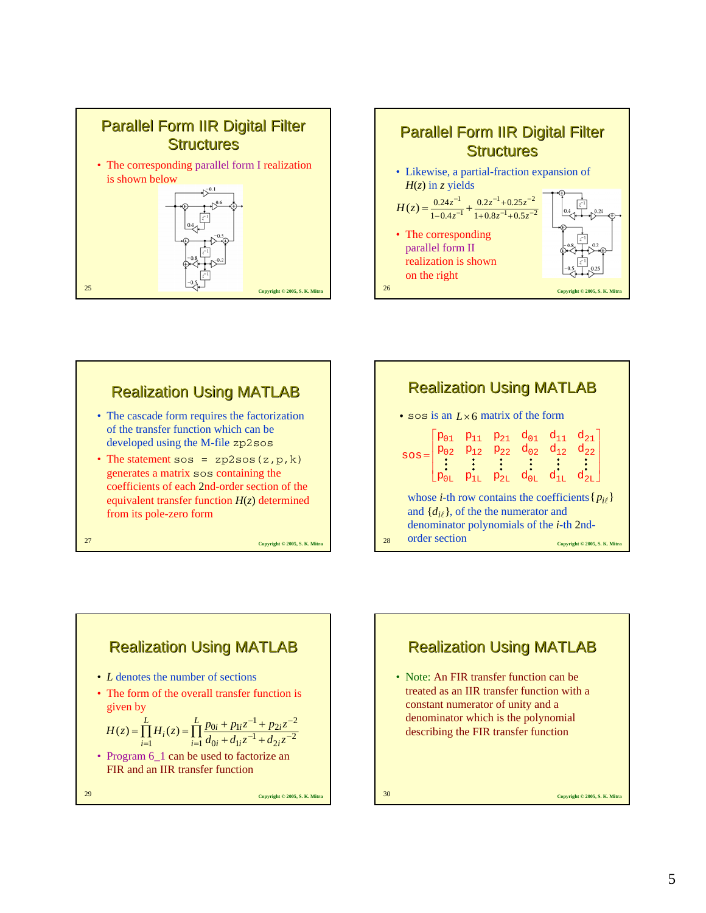## Parallel Form IIR Digital Filter Structures

- The corresponding parallel form I realization is shown below

## Parallel Form IIR Digital Filter Structures

- Likewise, a partial-fraction expansion of $H(z)$ in $z$ yields

$$H(z) = \frac{0.24z^{-1}}{1-0.4z^{-1}} + \frac{0.2z^{-1}+0.25z^{-2}}{1+0.8z^{-1}+0.5z^{-2}}$$

- The corresponding parallel form II realization is shown on the right

## Realization Using MATLAB

- The cascade form requires the factorization of the transfer function which can be developed using the M-file `zp2sos`
- The statement `sos = zp2sos(z,p,k)` generates a matrix `sos` containing the coefficients of each 2nd-order section of the equivalent transfer function $H(z)$ determined from its pole-zero form

## Realization Using MATLAB

- `sos` is an $L \times 6$ matrix of the form

$$\texttt{sos} = \begin{bmatrix} p_{01} & p_{11} & p_{21} & d_{01} & d_{11} & d_{21} \\ p_{02} & p_{12} & p_{22} & d_{02} & d_{12} & d_{22} \\ \vdots & \vdots & \vdots & \vdots & \vdots & \vdots \\ p_{0L} & p_{1L} & p_{2L} & d_{0L} & d_{1L} & d_{2L} \end{bmatrix}$$

whose $i$-th row contains the coefficients $\{p_{i\ell}\}$ and $\{d_{i\ell}\}$, of the the numerator and denominator polynomials of the $i$-th 2nd-order section

## Realization Using MATLAB

- $L$ denotes the number of sections
- The form of the overall transfer function is given by

$$H(z) = \prod_{i=1}^{L} H_i(z) = \prod_{i=1}^{L} \frac{p_{0i} + p_{1i}z^{-1} + p_{2i}z^{-2}}{d_{0i} + d_{1i}z^{-1} + d_{2i}z^{-2}}$$

- Program 6_1 can be used to factorize an FIR and an IIR transfer function

## Realization Using MATLAB

- Note: An FIR transfer function can be treated as an IIR transfer function with a constant numerator of unity and a denominator which is the polynomial describing the FIR transfer function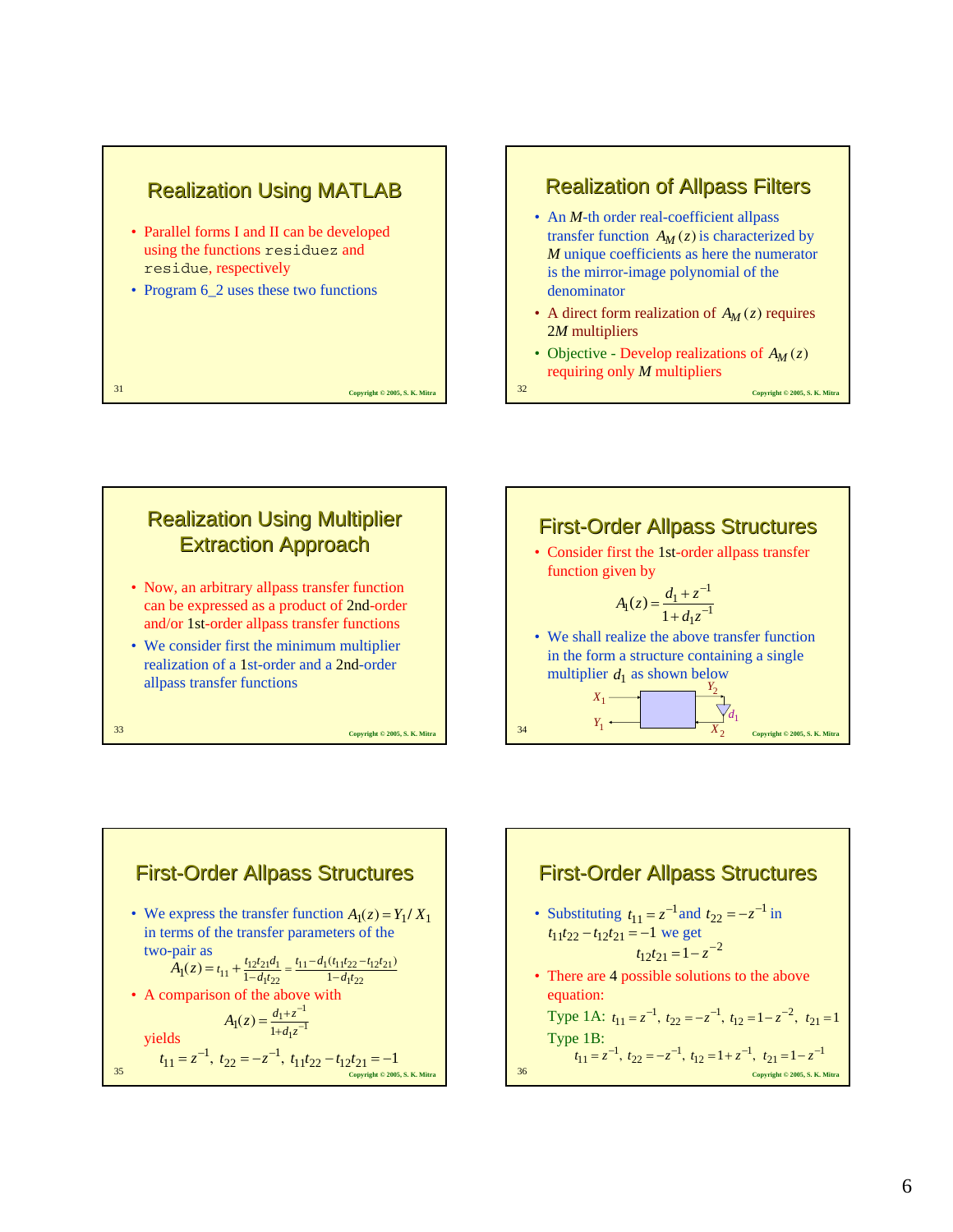# Realization Using MATLAB

- Parallel forms I and II can be developed using the functions `residuez` and `residue`, respectively
- Program 6_2 uses these two functions

# Realization of Allpass Filters

- An $M$-th order real-coefficient allpass transfer function $A_M(z)$ is characterized by $M$ unique coefficients as here the numerator is the mirror-image polynomial of the denominator
- A direct form realization of $A_M(z)$ requires $2M$ multipliers
- Objective - Develop realizations of $A_M(z)$ requiring only $M$ multipliers

# Realization Using Multiplier Extraction Approach

- Now, an arbitrary allpass transfer function can be expressed as a product of 2nd-order and/or 1st-order allpass transfer functions
- We consider first the minimum multiplier realization of a 1st-order and a 2nd-order allpass transfer functions

# First-Order Allpass Structures

- Consider first the 1st-order allpass transfer function given by

$$A_1(z) = \frac{d_1 + z^{-1}}{1 + d_1 z^{-1}}$$

- We shall realize the above transfer function in the form a structure containing a single multiplier $d_1$ as shown below

# First-Order Allpass Structures

- We express the transfer function $A_1(z) = Y_1 / X_1$ in terms of the transfer parameters of the two-pair as

$$A_1(z) = t_{11} + \frac{t_{12}t_{21}d_1}{1 - d_1 t_{22}} = \frac{t_{11} - d_1(t_{11}t_{22} - t_{12}t_{21})}{1 - d_1 t_{22}}$$

- A comparison of the above with

$$A_1(z) = \frac{d_1 + z^{-1}}{1 + d_1 z^{-1}}$$

yields

$$t_{11} = z^{-1}, \; t_{22} = -z^{-1}, \; t_{11}t_{22} - t_{12}t_{21} = -1$$

# First-Order Allpass Structures

- Substituting $t_{11} = z^{-1}$ and $t_{22} = -z^{-1}$ in $t_{11}t_{22} - t_{12}t_{21} = -1$ we get

$$t_{12}t_{21} = 1 - z^{-2}$$

- There are 4 possible solutions to the above equation:

Type 1A: $t_{11} = z^{-1}, \; t_{22} = -z^{-1}, \; t_{12} = 1 - z^{-2}, \; t_{21} = 1$

Type 1B: $t_{11} = z^{-1}, \; t_{22} = -z^{-1}, \; t_{12} = 1 + z^{-1}, \; t_{21} = 1 - z^{-1}$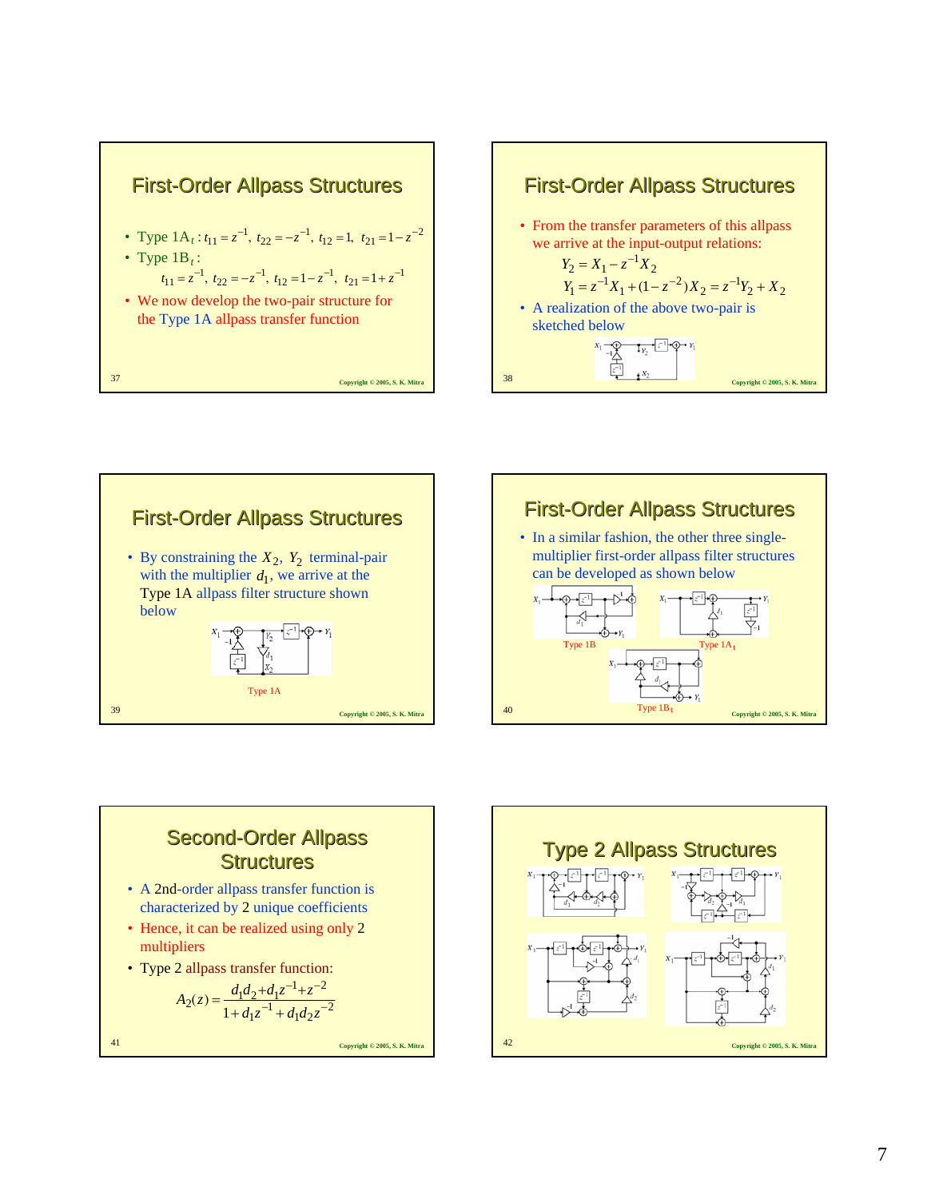## First-Order Allpass Structures

- Type $1A_t$: $t_{11} = z^{-1}$, $t_{22} = -z^{-1}$, $t_{12} = 1$, $t_{21} = 1 - z^{-2}$
- Type $1B_t$:

  $t_{11} = z^{-1}$, $t_{22} = -z^{-1}$, $t_{12} = 1 - z^{-1}$, $t_{21} = 1 + z^{-1}$
- We now develop the two-pair structure for the Type 1A allpass transfer function

## First-Order Allpass Structures

- From the transfer parameters of this allpass we arrive at the input-output relations:

$$Y_2 = X_1 - z^{-1} X_2$$

$$Y_1 = z^{-1} X_1 + (1 - z^{-2}) X_2 = z^{-1} Y_2 + X_2$$

- A realization of the above two-pair is sketched below

## First-Order Allpass Structures

- By constraining the $X_2$, $Y_2$ terminal-pair with the multiplier $d_1$, we arrive at the Type 1A allpass filter structure shown below

Type 1A

## First-Order Allpass Structures

- In a similar fashion, the other three single-multiplier first-order allpass filter structures can be developed as shown below

Type 1B

Type $1A_t$

Type $1B_t$

## Second-Order Allpass Structures

- A 2nd-order allpass transfer function is characterized by 2 unique coefficients
- Hence, it can be realized using only 2 multipliers
- Type 2 allpass transfer function:

$$A_2(z) = \frac{d_1 d_2 + d_1 z^{-1} + z^{-2}}{1 + d_1 z^{-1} + d_1 d_2 z^{-2}}$$

## Type 2 Allpass Structures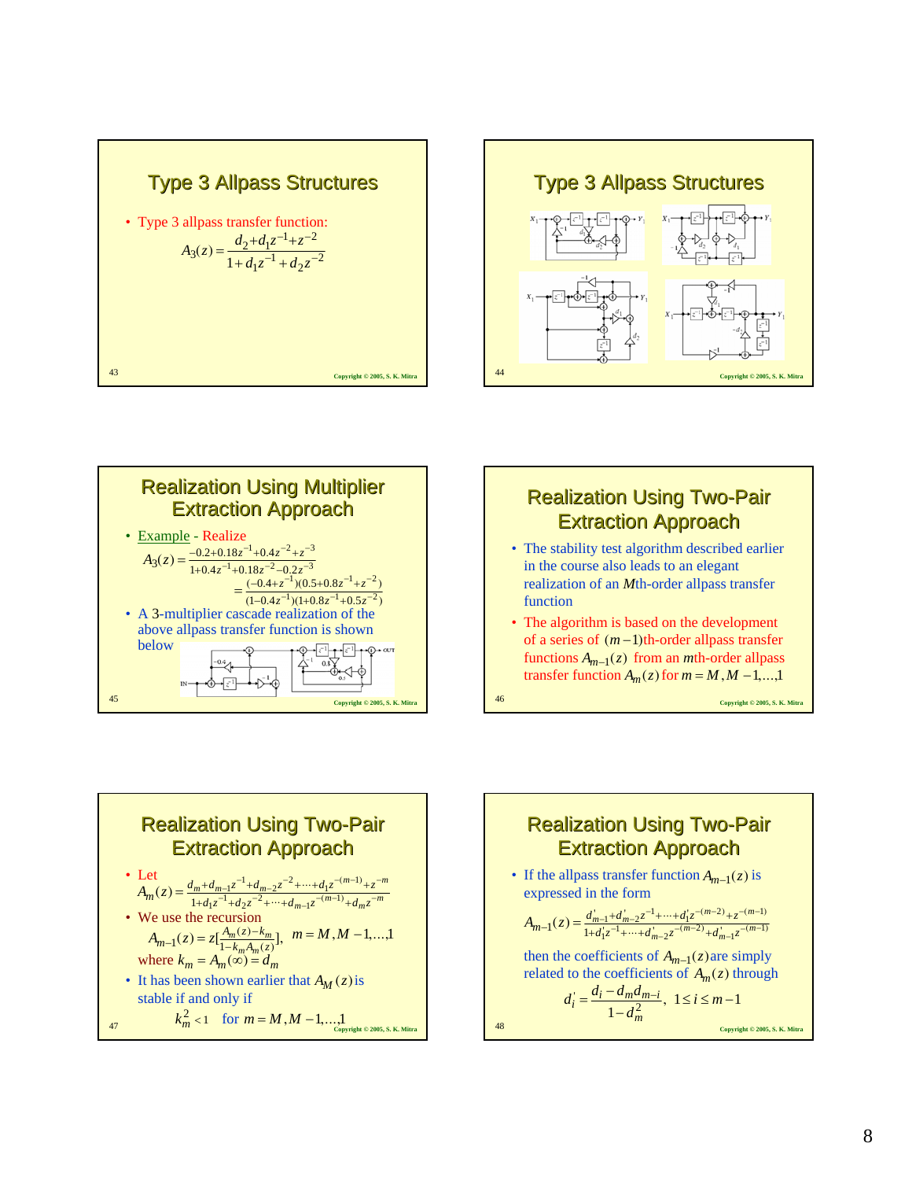## Type 3 Allpass Structures

- Type 3 allpass transfer function:

$$A_3(z) = \frac{d_2 + d_1 z^{-1} + z^{-2}}{1 + d_1 z^{-1} + d_2 z^{-2}}$$

## Type 3 Allpass Structures

## Realization Using Multiplier Extraction Approach

- Example - Realize

$$A_3(z) = \frac{-0.2 + 0.18z^{-1} + 0.4z^{-2} + z^{-3}}{1 + 0.4z^{-1} + 0.18z^{-2} - 0.2z^{-3}}$$

$$= \frac{(-0.4 + z^{-1})(0.5 + 0.8z^{-1} + z^{-2})}{(1 - 0.4z^{-1})(1 + 0.8z^{-1} + 0.5z^{-2})}$$

- A 3-multiplier cascade realization of the above allpass transfer function is shown below

## Realization Using Two-Pair Extraction Approach

- The stability test algorithm described earlier in the course also leads to an elegant realization of an $M$th-order allpass transfer function
- The algorithm is based on the development of a series of $(m-1)$th-order allpass transfer functions $A_{m-1}(z)$ from an $m$th-order allpass transfer function $A_m(z)$ for $m = M, M-1, \ldots, 1$

## Realization Using Two-Pair Extraction Approach

- Let

$$A_m(z) = \frac{d_m + d_{m-1}z^{-1} + d_{m-2}z^{-2} + \cdots + d_1 z^{-(m-1)} + z^{-m}}{1 + d_1 z^{-1} + d_2 z^{-2} + \cdots + d_{m-1} z^{-(m-1)} + d_m z^{-m}}$$

- We use the recursion

$$A_{m-1}(z) = z\left[\frac{A_m(z) - k_m}{1 - k_m A_m(z)}\right], \quad m = M, M-1, \ldots, 1$$

where $k_m = A_m(\infty) = d_m$

- It has been shown earlier that $A_M(z)$ is stable if and only if

$$k_m^2 < 1 \quad \text{for } m = M, M-1, \ldots, 1$$

## Realization Using Two-Pair Extraction Approach

- If the allpass transfer function $A_{m-1}(z)$ is expressed in the form

$$A_{m-1}(z) = \frac{d'_{m-1} + d'_{m-2}z^{-1} + \cdots + d'_1 z^{-(m-2)} + z^{-(m-1)}}{1 + d'_1 z^{-1} + \cdots + d'_{m-2} z^{-(m-2)} + d'_{m-1} z^{-(m-1)}}$$

then the coefficients of $A_{m-1}(z)$ are simply related to the coefficients of $A_m(z)$ through

$$d'_i = \frac{d_i - d_m d_{m-i}}{1 - d_m^2}, \quad 1 \le i \le m-1$$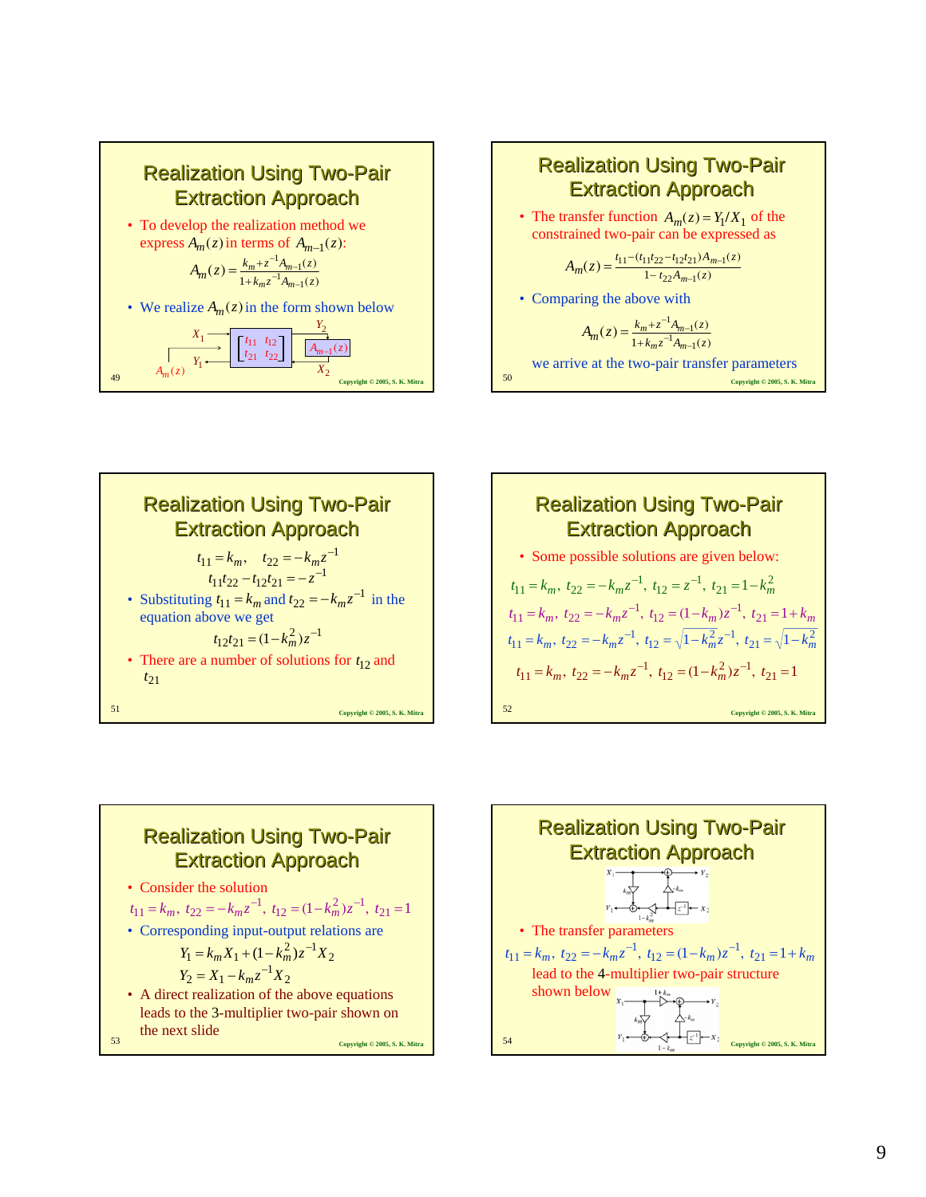## Realization Using Two-Pair Extraction Approach

- To develop the realization method we express $A_m(z)$ in terms of $A_{m-1}(z)$:

$$A_m(z) = \frac{k_m + z^{-1}A_{m-1}(z)}{1 + k_m z^{-1}A_{m-1}(z)}$$

- We realize $A_m(z)$ in the form shown below

$X_1$, $Y_2$, $\begin{bmatrix} t_{11} & t_{12} \\ t_{21} & t_{22} \end{bmatrix}$, $A_{m-1}(z)$, $Y_1$, $X_2$, $A_m(z)$

## Realization Using Two-Pair Extraction Approach

- The transfer function $A_m(z) = Y_1/X_1$ of the constrained two-pair can be expressed as

$$A_m(z) = \frac{t_{11} - (t_{11}t_{22} - t_{12}t_{21})A_{m-1}(z)}{1 - t_{22}A_{m-1}(z)}$$

- Comparing the above with

$$A_m(z) = \frac{k_m + z^{-1}A_{m-1}(z)}{1 + k_m z^{-1}A_{m-1}(z)}$$

we arrive at the two-pair transfer parameters

## Realization Using Two-Pair Extraction Approach

$$t_{11} = k_m, \quad t_{22} = -k_m z^{-1}$$

$$t_{11}t_{22} - t_{12}t_{21} = -z^{-1}$$

- Substituting $t_{11} = k_m$ and $t_{22} = -k_m z^{-1}$ in the equation above we get

$$t_{12}t_{21} = (1 - k_m^2)z^{-1}$$

- There are a number of solutions for $t_{12}$ and $t_{21}$

## Realization Using Two-Pair Extraction Approach

- Some possible solutions are given below:

$$t_{11} = k_m,\ t_{22} = -k_m z^{-1},\ t_{12} = z^{-1},\ t_{21} = 1 - k_m^2$$

$$t_{11} = k_m,\ t_{22} = -k_m z^{-1},\ t_{12} = (1 - k_m)z^{-1},\ t_{21} = 1 + k_m$$

$$t_{11} = k_m,\ t_{22} = -k_m z^{-1},\ t_{12} = \sqrt{1 - k_m^2}\, z^{-1},\ t_{21} = \sqrt{1 - k_m^2}$$

$$t_{11} = k_m,\ t_{22} = -k_m z^{-1},\ t_{12} = (1 - k_m^2)z^{-1},\ t_{21} = 1$$

## Realization Using Two-Pair Extraction Approach

- Consider the solution

$$t_{11} = k_m,\ t_{22} = -k_m z^{-1},\ t_{12} = (1 - k_m^2)z^{-1},\ t_{21} = 1$$

- Corresponding input-output relations are

$$Y_1 = k_m X_1 + (1 - k_m^2)z^{-1}X_2$$

$$Y_2 = X_1 - k_m z^{-1}X_2$$

- A direct realization of the above equations leads to the 3-multiplier two-pair shown on the next slide

## Realization Using Two-Pair Extraction Approach

$X_1$, $Y_2$, $k_m$, $-k_m$, $Y_1$, $z^{-1}$, $X_2$, $1-k_m^2$

- The transfer parameters

$$t_{11} = k_m,\ t_{22} = -k_m z^{-1},\ t_{12} = (1 - k_m)z^{-1},\ t_{21} = 1 + k_m$$

lead to the 4-multiplier two-pair structure shown below

$1+k_m$, $X_1$, $Y_2$, $k_m$, $-k_m$, $Y_1$, $z^{-1}$, $X_2$, $1-k_m$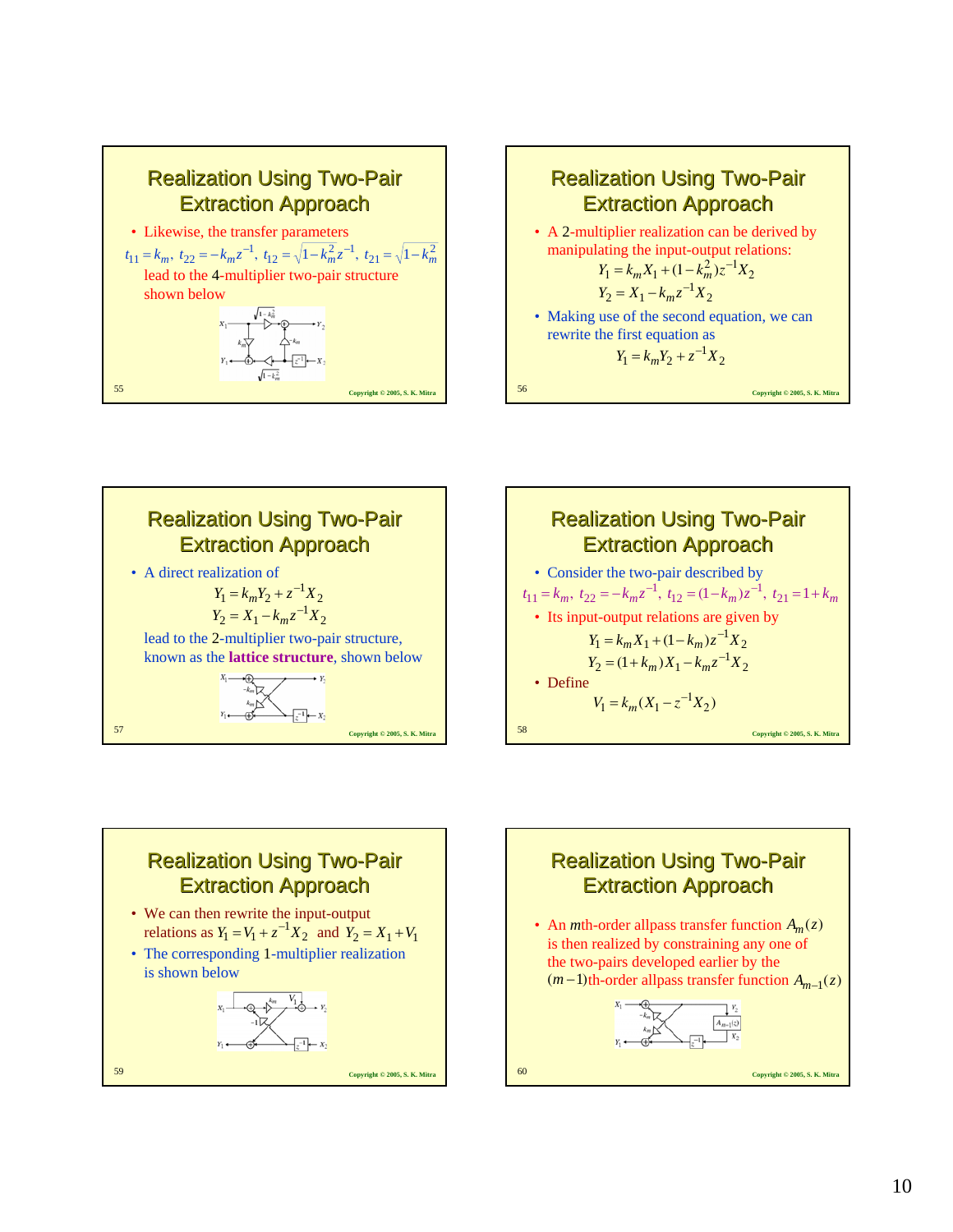## Realization Using Two-Pair Extraction Approach

- Likewise, the transfer parameters

$t_{11} = k_m,\ t_{22} = -k_m z^{-1},\ t_{12} = \sqrt{1-k_m^2}\, z^{-1},\ t_{21} = \sqrt{1-k_m^2}$

lead to the 4-multiplier two-pair structure shown below

## Realization Using Two-Pair Extraction Approach

- A 2-multiplier realization can be derived by manipulating the input-output relations:

$$Y_1 = k_m X_1 + (1-k_m^2) z^{-1} X_2$$

$$Y_2 = X_1 - k_m z^{-1} X_2$$

- Making use of the second equation, we can rewrite the first equation as

$$Y_1 = k_m Y_2 + z^{-1} X_2$$

## Realization Using Two-Pair Extraction Approach

- A direct realization of

$$Y_1 = k_m Y_2 + z^{-1} X_2$$

$$Y_2 = X_1 - k_m z^{-1} X_2$$

lead to the 2-multiplier two-pair structure, known as the **lattice structure**, shown below

## Realization Using Two-Pair Extraction Approach

- Consider the two-pair described by

$t_{11} = k_m,\ t_{22} = -k_m z^{-1},\ t_{12} = (1-k_m) z^{-1},\ t_{21} = 1 + k_m$

- Its input-output relations are given by

$$Y_1 = k_m X_1 + (1-k_m) z^{-1} X_2$$

$$Y_2 = (1+k_m) X_1 - k_m z^{-1} X_2$$

- Define

$$V_1 = k_m (X_1 - z^{-1} X_2)$$

## Realization Using Two-Pair Extraction Approach

- We can then rewrite the input-output relations as $Y_1 = V_1 + z^{-1} X_2$ and $Y_2 = X_1 + V_1$
- The corresponding 1-multiplier realization is shown below

## Realization Using Two-Pair Extraction Approach

- An $m$th-order allpass transfer function $A_m(z)$ is then realized by constraining any one of the two-pairs developed earlier by the $(m-1)$th-order allpass transfer function $A_{m-1}(z)$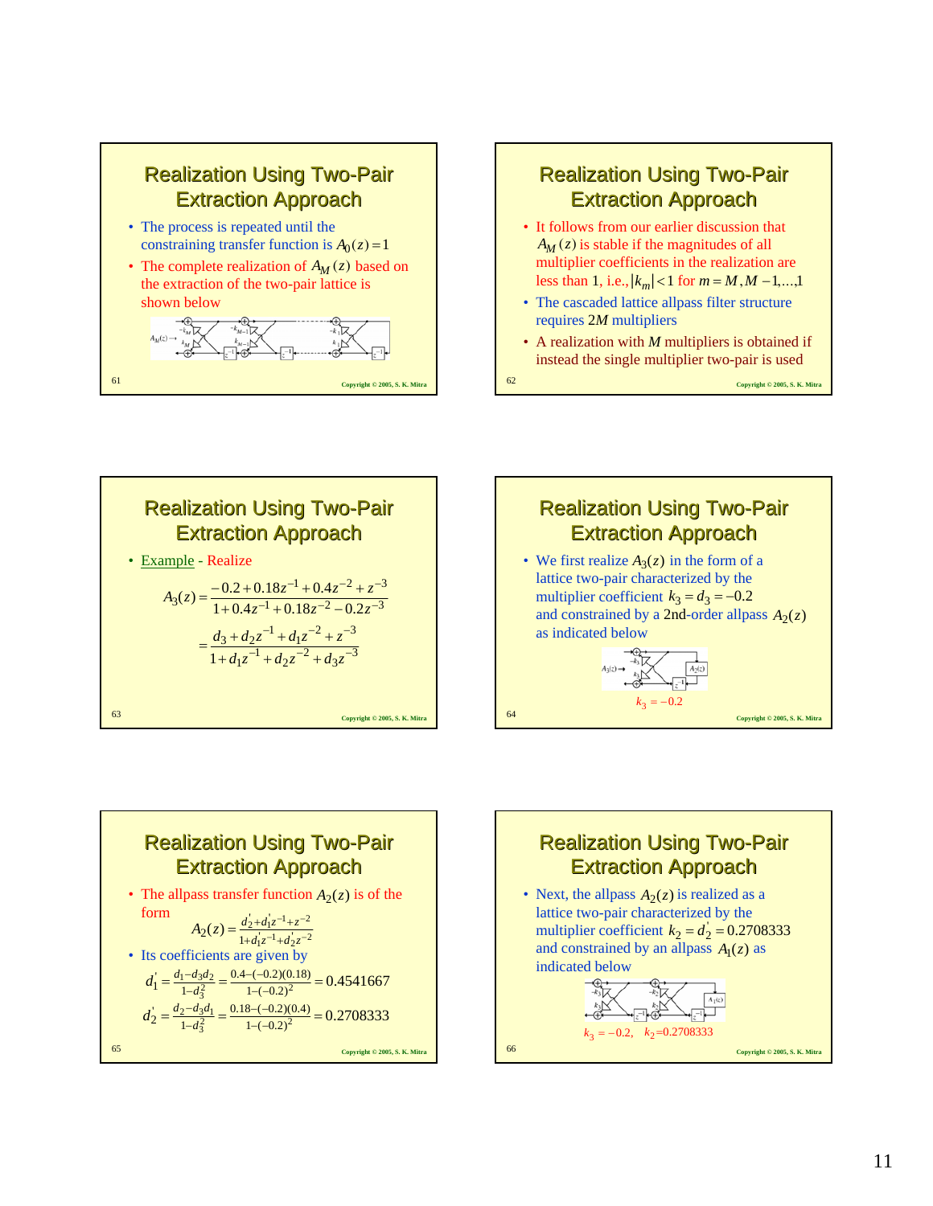## Realization Using Two-Pair Extraction Approach

- The process is repeated until the constraining transfer function is $A_0(z) = 1$
- The complete realization of $A_M(z)$ based on the extraction of the two-pair lattice is shown below

## Realization Using Two-Pair Extraction Approach

- It follows from our earlier discussion that $A_M(z)$ is stable if the magnitudes of all multiplier coefficients in the realization are less than 1, i.e., $|k_m| < 1$ for $m = M, M-1, \ldots, 1$
- The cascaded lattice allpass filter structure requires $2M$ multipliers
- A realization with $M$ multipliers is obtained if instead the single multiplier two-pair is used

## Realization Using Two-Pair Extraction Approach

- Example - Realize

$$A_3(z) = \frac{-0.2 + 0.18z^{-1} + 0.4z^{-2} + z^{-3}}{1 + 0.4z^{-1} + 0.18z^{-2} - 0.2z^{-3}}$$

$$= \frac{d_3 + d_2 z^{-1} + d_1 z^{-2} + z^{-3}}{1 + d_1 z^{-1} + d_2 z^{-2} + d_3 z^{-3}}$$

## Realization Using Two-Pair Extraction Approach

- We first realize $A_3(z)$ in the form of a lattice two-pair characterized by the multiplier coefficient $k_3 = d_3 = -0.2$ and constrained by a 2nd-order allpass $A_2(z)$ as indicated below

$k_3 = -0.2$

## Realization Using Two-Pair Extraction Approach

- The allpass transfer function $A_2(z)$ is of the form

$$A_2(z) = \frac{d_2' + d_1' z^{-1} + z^{-2}}{1 + d_1' z^{-1} + d_2' z^{-2}}$$

- Its coefficients are given by

$$d_1' = \frac{d_1 - d_3 d_2}{1 - d_3^2} = \frac{0.4 - (-0.2)(0.18)}{1 - (-0.2)^2} = 0.4541667$$

$$d_2' = \frac{d_2 - d_3 d_1}{1 - d_3^2} = \frac{0.18 - (-0.2)(0.4)}{1 - (-0.2)^2} = 0.2708333$$

## Realization Using Two-Pair Extraction Approach

- Next, the allpass $A_2(z)$ is realized as a lattice two-pair characterized by the multiplier coefficient $k_2 = d_2' = 0.2708333$ and constrained by an allpass $A_1(z)$ as indicated below

$k_3 = -0.2, \quad k_2 = 0.2708333$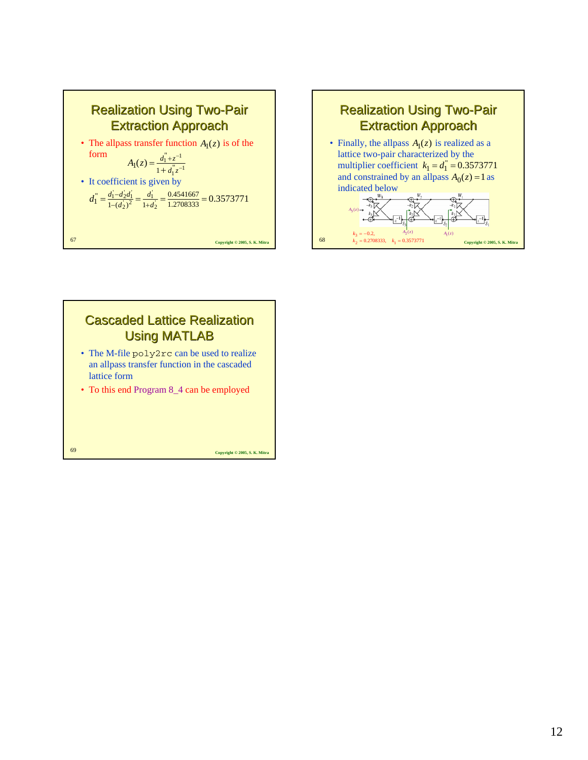## Realization Using Two-Pair Extraction Approach

- The allpass transfer function $A_1(z)$ is of the form

$$A_1(z) = \frac{d_1'' + z^{-1}}{1 + d_1'' z^{-1}}$$

- It coefficient is given by

$$d_1'' = \frac{d_1' - d_2' d_1'}{1 - (d_2')^2} = \frac{d_1'}{1 + d_2'} = \frac{0.4541667}{1.2708333} = 0.3573771$$

## Realization Using Two-Pair Extraction Approach

- Finally, the allpass $A_1(z)$ is realized as a lattice two-pair characterized by the multiplier coefficient $k_1 = d_1'' = 0.3573771$ and constrained by an allpass $A_0(z) = 1$ as indicated below

$A_3(z)$ $W_3$ $W_2$ $W_1$ $-k_3$ $k_3$ $-k_2$ $k_2$ $-k_1$ $k_1$ $z^{-1}$ $S_3$ $S_2$ $S_1$ $A_2(z)$ $A_1(z)$

$k_3 = -0.2,$

$k_2 = 0.2708333, \quad k_1 = 0.3573771$

## Cascaded Lattice Realization Using MATLAB

- The M-file `poly2rc` can be used to realize an allpass transfer function in the cascaded lattice form
- To this end Program 8_4 can be employed